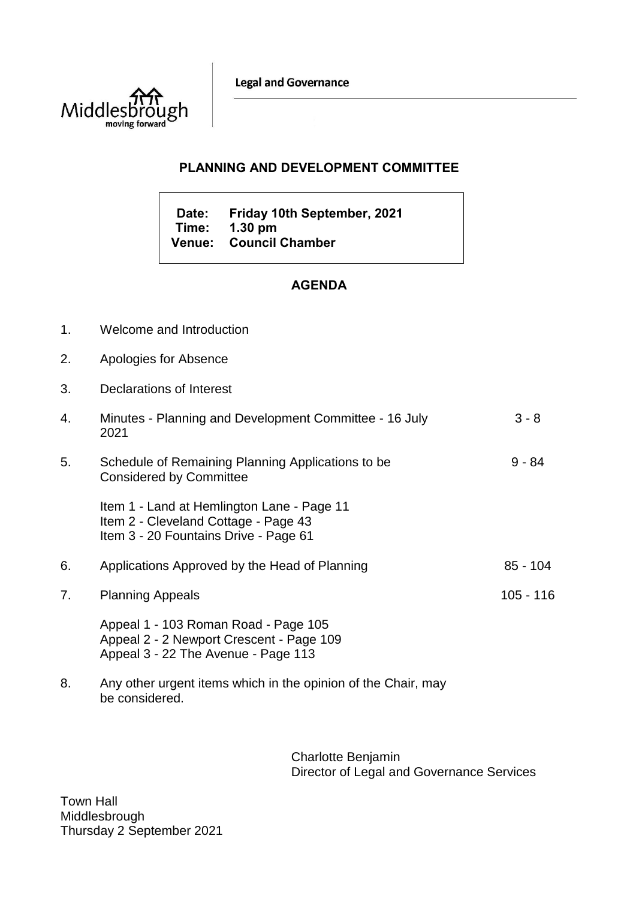Legal and Governance

## PLANNING AND DEVELOPMENT COMMITTEE

**Date: Friday 10th September, 2021**
**Time: 1.30 pm**
**Venue: Council Chamber**

## AGENDA

| | | |
|---|---|---|
| 1. | Welcome and Introduction | |
| 2. | Apologies for Absence | |
| 3. | Declarations of Interest | |
| 4. | Minutes - Planning and Development Committee - 16 July 2021 | 3 - 8 |
| 5. | Schedule of Remaining Planning Applications to be Considered by Committee<br><br>Item 1 - Land at Hemlington Lane - Page 11<br>Item 2 - Cleveland Cottage - Page 43<br>Item 3 - 20 Fountains Drive - Page 61 | 9 - 84 |
| 6. | Applications Approved by the Head of Planning | 85 - 104 |
| 7. | Planning Appeals<br><br>Appeal 1 - 103 Roman Road - Page 105<br>Appeal 2 - 2 Newport Crescent - Page 109<br>Appeal 3 - 22 The Avenue - Page 113 | 105 - 116 |
| 8. | Any other urgent items which in the opinion of the Chair, may be considered. | |

Charlotte Benjamin
Director of Legal and Governance Services

Town Hall
Middlesbrough
Thursday 2 September 2021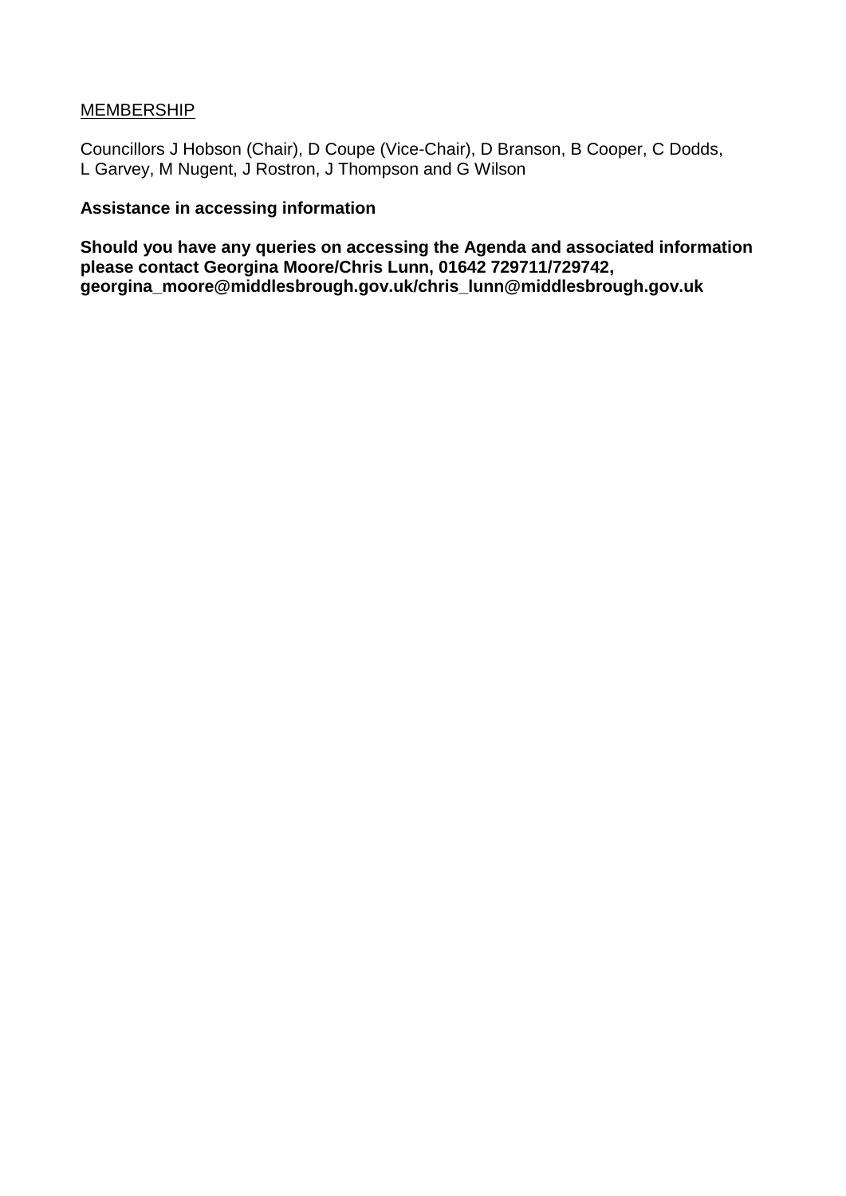<u>MEMBERSHIP</u>

Councillors J Hobson (Chair), D Coupe (Vice-Chair), D Branson, B Cooper, C Dodds, L Garvey, M Nugent, J Rostron, J Thompson and G Wilson

**Assistance in accessing information**

**Should you have any queries on accessing the Agenda and associated information please contact Georgina Moore/Chris Lunn, 01642 729711/729742, georgina_moore@middlesbrough.gov.uk/chris_lunn@middlesbrough.gov.uk**